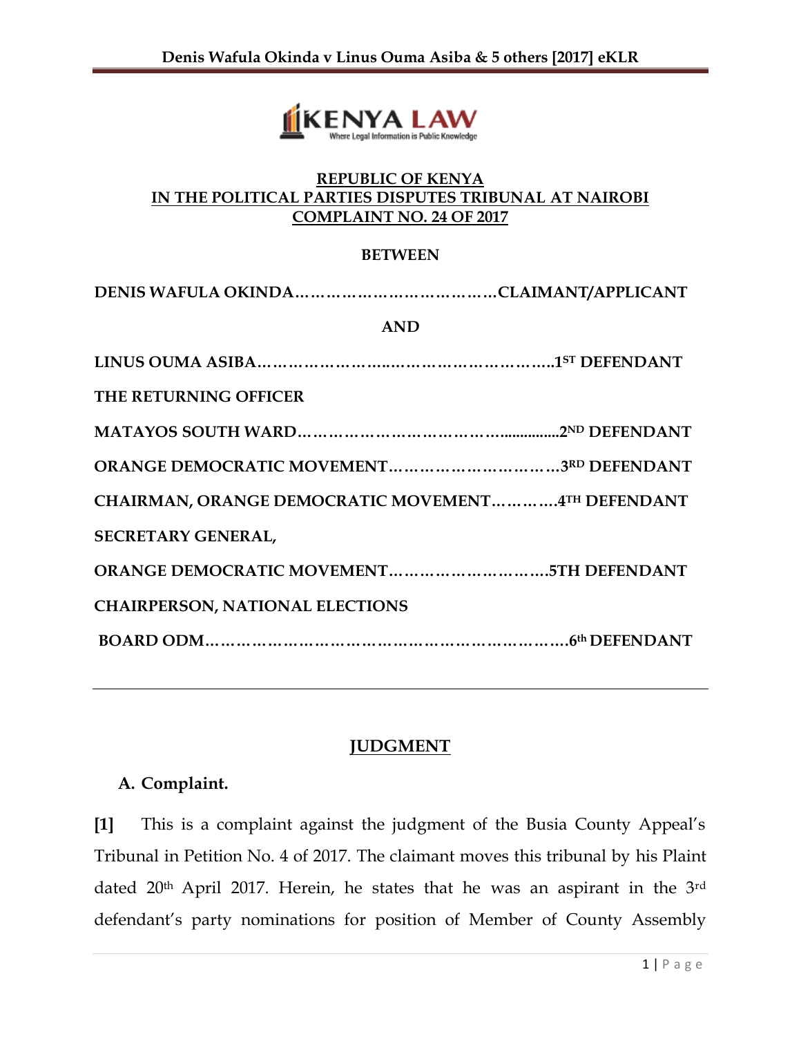**REPUBLIC OF KENYA**
**IN THE POLITICAL PARTIES DISPUTES TRIBUNAL AT NAIROBI**
**COMPLAINT NO. 24 OF 2017**

**BETWEEN**

**DENIS WAFULA OKINDA…………………………………CLAIMANT/APPLICANT**

**AND**

**LINUS OUMA ASIBA…………………….……………………….1ST DEFENDANT**

**THE RETURNING OFFICER**

**MATAYOS SOUTH WARD……………………………….............2ND DEFENDANT**

**ORANGE DEMOCRATIC MOVEMENT……………………………3RD DEFENDANT**

**CHAIRMAN, ORANGE DEMOCRATIC MOVEMENT………….4TH DEFENDANT**

**SECRETARY GENERAL,**

**ORANGE DEMOCRATIC MOVEMENT…………………………5TH DEFENDANT**

**CHAIRPERSON, NATIONAL ELECTIONS**

**BOARD ODM……………………………………………………………6th DEFENDANT**

---

## JUDGMENT

### A. Complaint.

**[1]** This is a complaint against the judgment of the Busia County Appeal's Tribunal in Petition No. 4 of 2017. The claimant moves this tribunal by his Plaint dated 20th April 2017. Herein, he states that he was an aspirant in the 3rd defendant's party nominations for position of Member of County Assembly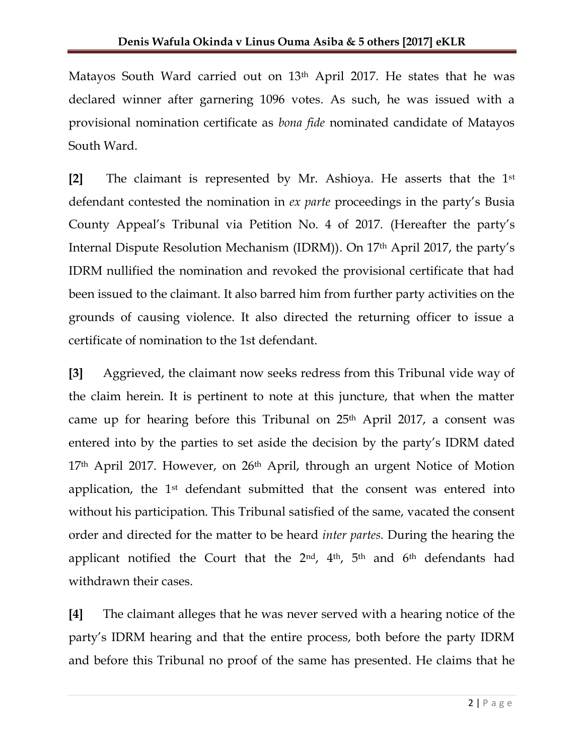Matayos South Ward carried out on 13th April 2017. He states that he was declared winner after garnering 1096 votes. As such, he was issued with a provisional nomination certificate as *bona fide* nominated candidate of Matayos South Ward.

**[2]** The claimant is represented by Mr. Ashioya. He asserts that the 1st defendant contested the nomination in *ex parte* proceedings in the party's Busia County Appeal's Tribunal via Petition No. 4 of 2017. (Hereafter the party's Internal Dispute Resolution Mechanism (IDRM)). On 17th April 2017, the party's IDRM nullified the nomination and revoked the provisional certificate that had been issued to the claimant. It also barred him from further party activities on the grounds of causing violence. It also directed the returning officer to issue a certificate of nomination to the 1st defendant.

**[3]** Aggrieved, the claimant now seeks redress from this Tribunal vide way of the claim herein. It is pertinent to note at this juncture, that when the matter came up for hearing before this Tribunal on 25th April 2017, a consent was entered into by the parties to set aside the decision by the party's IDRM dated 17th April 2017. However, on 26th April, through an urgent Notice of Motion application, the 1st defendant submitted that the consent was entered into without his participation. This Tribunal satisfied of the same, vacated the consent order and directed for the matter to be heard *inter partes.* During the hearing the applicant notified the Court that the 2nd, 4th, 5th and 6th defendants had withdrawn their cases.

**[4]** The claimant alleges that he was never served with a hearing notice of the party's IDRM hearing and that the entire process, both before the party IDRM and before this Tribunal no proof of the same has presented. He claims that he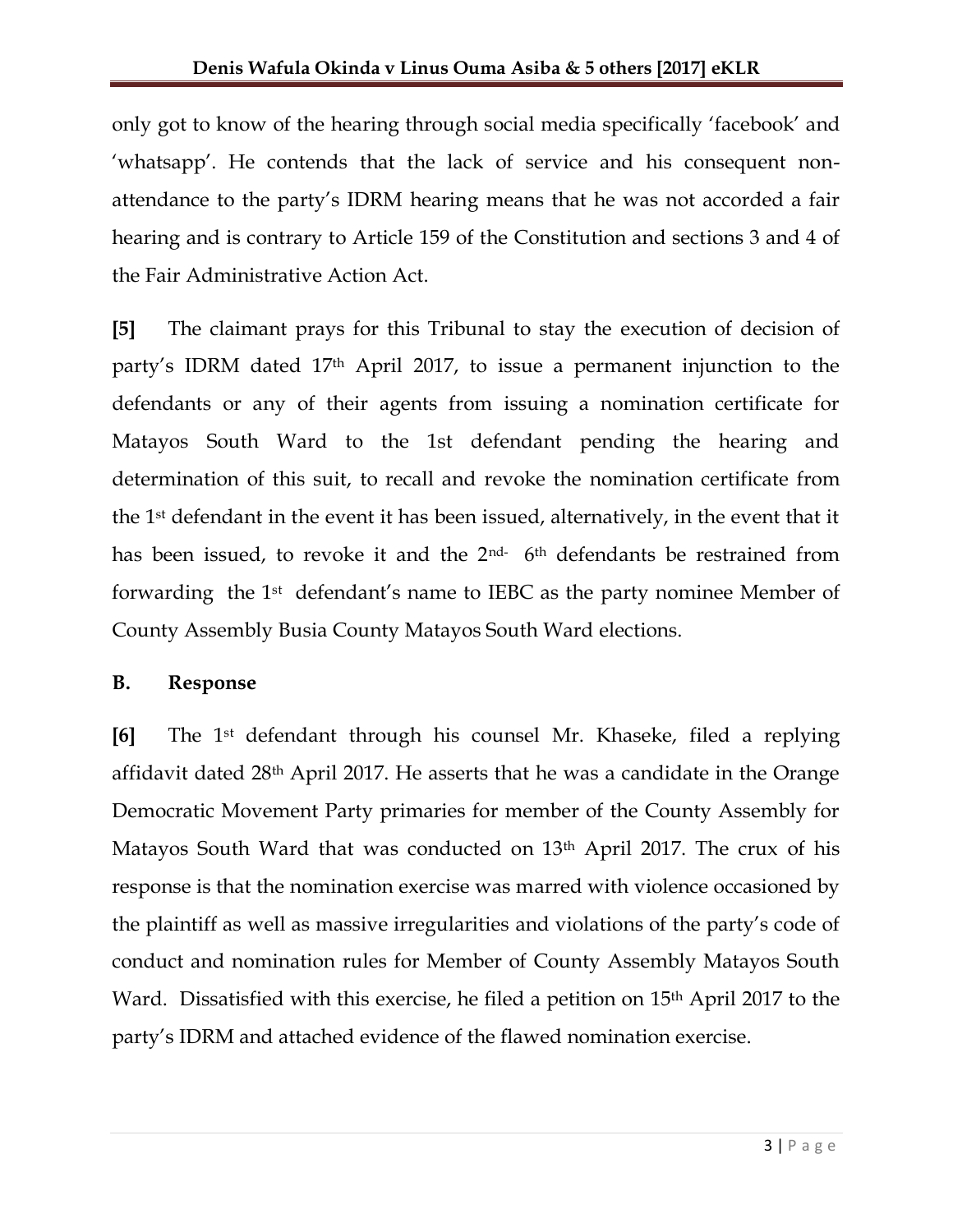only got to know of the hearing through social media specifically 'facebook' and 'whatsapp'. He contends that the lack of service and his consequent non-attendance to the party's IDRM hearing means that he was not accorded a fair hearing and is contrary to Article 159 of the Constitution and sections 3 and 4 of the Fair Administrative Action Act.

**[5]** The claimant prays for this Tribunal to stay the execution of decision of party's IDRM dated 17th April 2017, to issue a permanent injunction to the defendants or any of their agents from issuing a nomination certificate for Matayos South Ward to the 1st defendant pending the hearing and determination of this suit, to recall and revoke the nomination certificate from the 1st defendant in the event it has been issued, alternatively, in the event that it has been issued, to revoke it and the 2nd- 6th defendants be restrained from forwarding the 1st defendant's name to IEBC as the party nominee Member of County Assembly Busia County Matayos South Ward elections.

## B. Response

**[6]** The 1st defendant through his counsel Mr. Khaseke, filed a replying affidavit dated 28th April 2017. He asserts that he was a candidate in the Orange Democratic Movement Party primaries for member of the County Assembly for Matayos South Ward that was conducted on 13th April 2017. The crux of his response is that the nomination exercise was marred with violence occasioned by the plaintiff as well as massive irregularities and violations of the party's code of conduct and nomination rules for Member of County Assembly Matayos South Ward. Dissatisfied with this exercise, he filed a petition on 15th April 2017 to the party's IDRM and attached evidence of the flawed nomination exercise.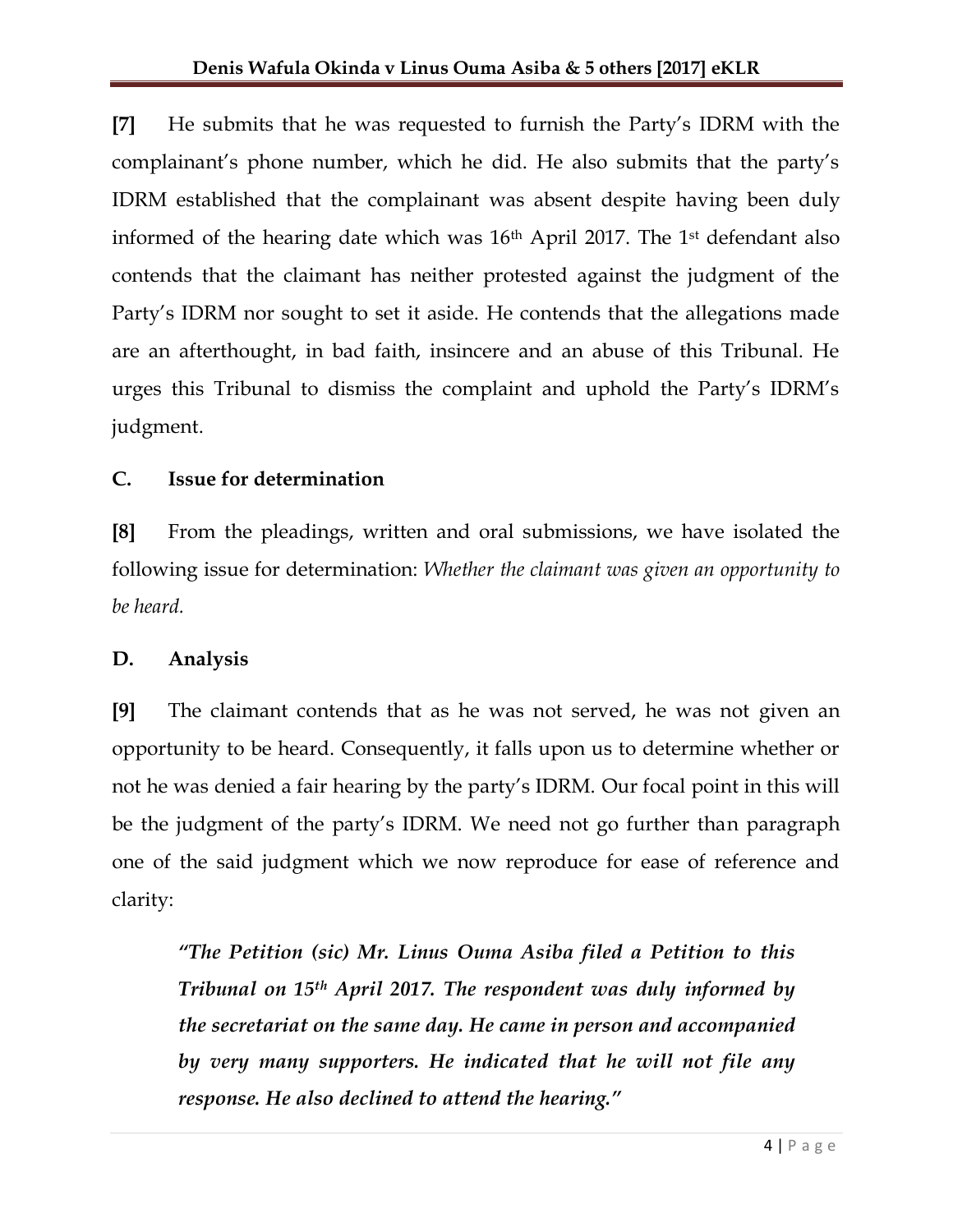**[7]** He submits that he was requested to furnish the Party's IDRM with the complainant's phone number, which he did. He also submits that the party's IDRM established that the complainant was absent despite having been duly informed of the hearing date which was 16th April 2017. The 1st defendant also contends that the claimant has neither protested against the judgment of the Party's IDRM nor sought to set it aside. He contends that the allegations made are an afterthought, in bad faith, insincere and an abuse of this Tribunal. He urges this Tribunal to dismiss the complaint and uphold the Party's IDRM's judgment.

## C. Issue for determination

**[8]** From the pleadings, written and oral submissions, we have isolated the following issue for determination: *Whether the claimant was given an opportunity to be heard.*

## D. Analysis

**[9]** The claimant contends that as he was not served, he was not given an opportunity to be heard. Consequently, it falls upon us to determine whether or not he was denied a fair hearing by the party's IDRM. Our focal point in this will be the judgment of the party's IDRM. We need not go further than paragraph one of the said judgment which we now reproduce for ease of reference and clarity:

> ***"The Petition (sic) Mr. Linus Ouma Asiba filed a Petition to this Tribunal on 15th April 2017. The respondent was duly informed by the secretariat on the same day. He came in person and accompanied by very many supporters. He indicated that he will not file any response. He also declined to attend the hearing."***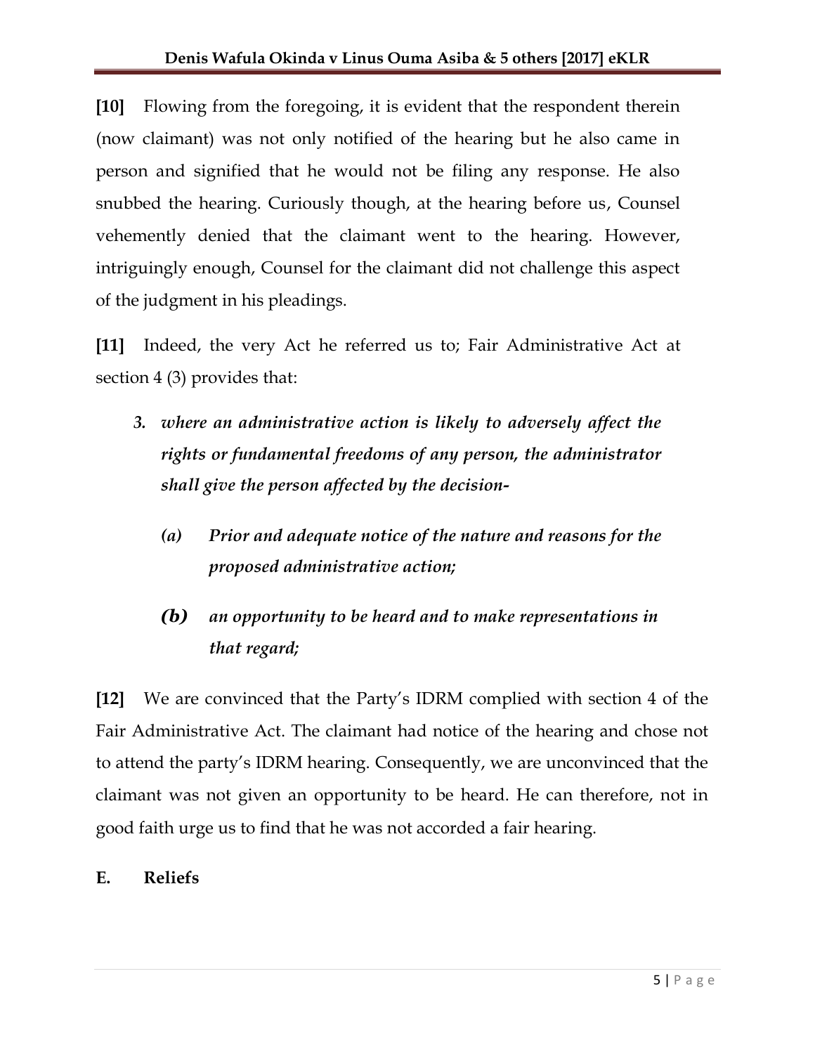**[10]** Flowing from the foregoing, it is evident that the respondent therein (now claimant) was not only notified of the hearing but he also came in person and signified that he would not be filing any response. He also snubbed the hearing. Curiously though, at the hearing before us, Counsel vehemently denied that the claimant went to the hearing. However, intriguingly enough, Counsel for the claimant did not challenge this aspect of the judgment in his pleadings.

**[11]** Indeed, the very Act he referred us to; Fair Administrative Act at section 4 (3) provides that:

> ***3. where an administrative action is likely to adversely affect the rights or fundamental freedoms of any person, the administrator shall give the person affected by the decision-***
>
> ***(a) Prior and adequate notice of the nature and reasons for the proposed administrative action;***
>
> ***(b) an opportunity to be heard and to make representations in that regard;***

**[12]** We are convinced that the Party's IDRM complied with section 4 of the Fair Administrative Act. The claimant had notice of the hearing and chose not to attend the party's IDRM hearing. Consequently, we are unconvinced that the claimant was not given an opportunity to be heard. He can therefore, not in good faith urge us to find that he was not accorded a fair hearing.

## E. Reliefs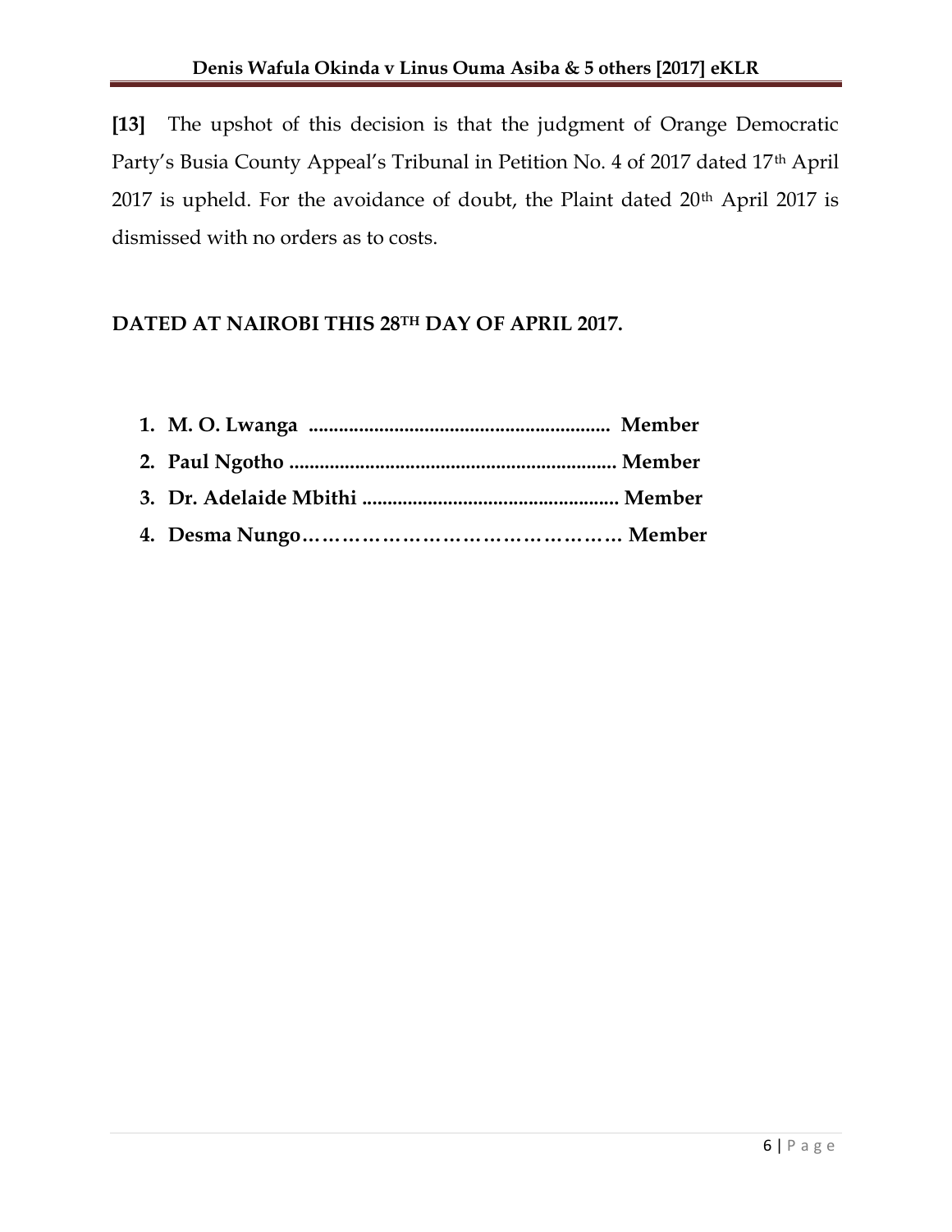**[13]** The upshot of this decision is that the judgment of Orange Democratic Party's Busia County Appeal's Tribunal in Petition No. 4 of 2017 dated 17th April 2017 is upheld. For the avoidance of doubt, the Plaint dated 20th April 2017 is dismissed with no orders as to costs.

**DATED AT NAIROBI THIS 28TH DAY OF APRIL 2017.**

1. **M. O. Lwanga ............................................................ Member**
2. **Paul Ngotho ................................................................ Member**
3. **Dr. Adelaide Mbithi .................................................. Member**
4. **Desma Nungo………………………………………… Member**